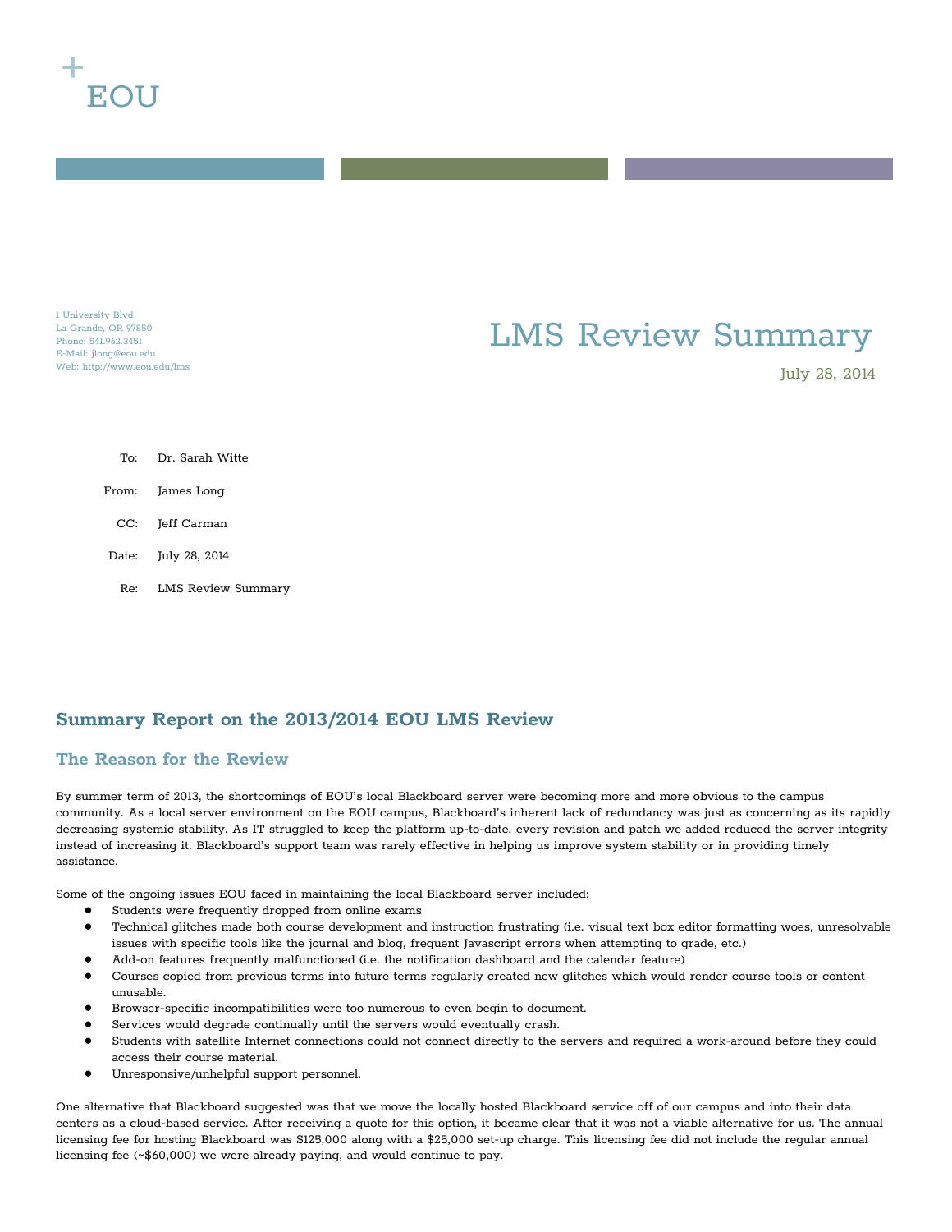EOU

1 University Blvd
La Grande, OR 97850
Phone: 541.962.3451
E-Mail: jlong@eou.edu
Web: http://www.eou.edu/lms

# LMS Review Summary

July 28, 2014

| | |
|---|---|
| To: | Dr. Sarah Witte |
| From: | James Long |
| CC: | Jeff Carman |
| Date: | July 28, 2014 |
| Re: | LMS Review Summary |

## Summary Report on the 2013/2014 EOU LMS Review

### The Reason for the Review

By summer term of 2013, the shortcomings of EOU's local Blackboard server were becoming more and more obvious to the campus community. As a local server environment on the EOU campus, Blackboard's inherent lack of redundancy was just as concerning as its rapidly decreasing systemic stability. As IT struggled to keep the platform up-to-date, every revision and patch we added reduced the server integrity instead of increasing it. Blackboard's support team was rarely effective in helping us improve system stability or in providing timely assistance.

Some of the ongoing issues EOU faced in maintaining the local Blackboard server included:

- Students were frequently dropped from online exams
- Technical glitches made both course development and instruction frustrating (i.e. visual text box editor formatting woes, unresolvable issues with specific tools like the journal and blog, frequent Javascript errors when attempting to grade, etc.)
- Add-on features frequently malfunctioned (i.e. the notification dashboard and the calendar feature)
- Courses copied from previous terms into future terms regularly created new glitches which would render course tools or content unusable.
- Browser-specific incompatibilities were too numerous to even begin to document.
- Services would degrade continually until the servers would eventually crash.
- Students with satellite Internet connections could not connect directly to the servers and required a work-around before they could access their course material.
- Unresponsive/unhelpful support personnel.

One alternative that Blackboard suggested was that we move the locally hosted Blackboard service off of our campus and into their data centers as a cloud-based service. After receiving a quote for this option, it became clear that it was not a viable alternative for us. The annual licensing fee for hosting Blackboard was $125,000 along with a $25,000 set-up charge. This licensing fee did not include the regular annual licensing fee (~$60,000) we were already paying, and would continue to pay.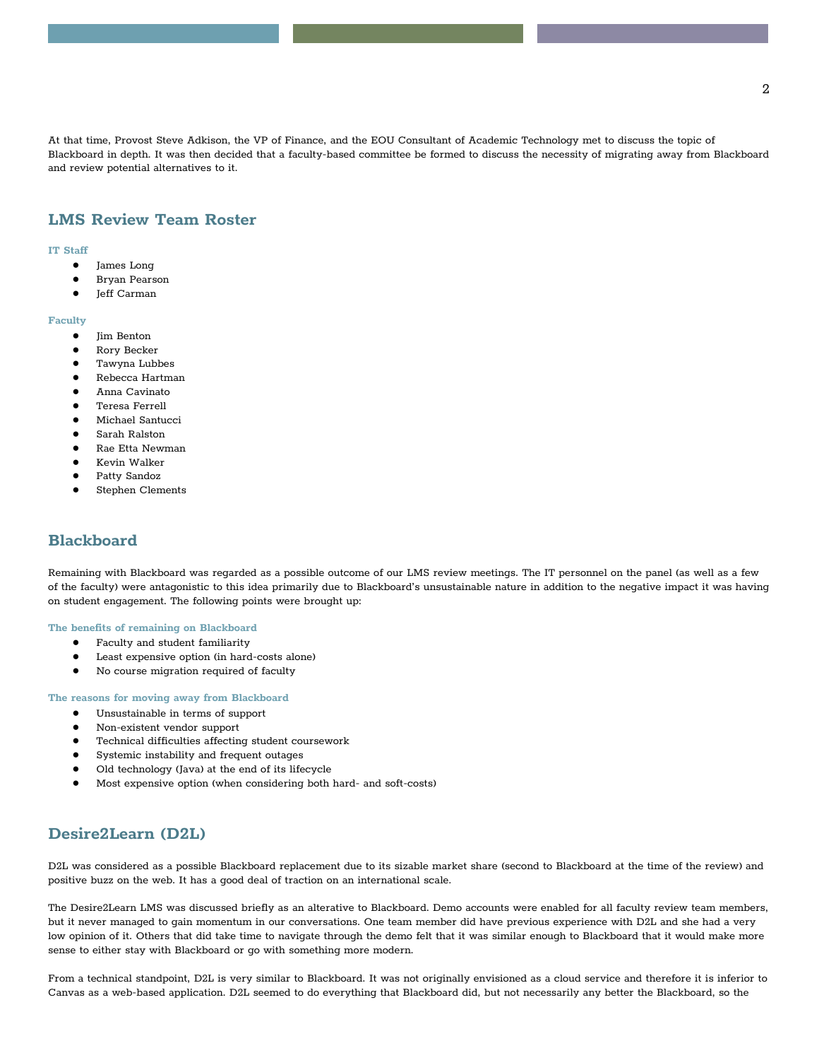At that time, Provost Steve Adkison, the VP of Finance, and the EOU Consultant of Academic Technology met to discuss the topic of Blackboard in depth. It was then decided that a faculty-based committee be formed to discuss the necessity of migrating away from Blackboard and review potential alternatives to it.

## LMS Review Team Roster

#### IT Staff

- James Long
- Bryan Pearson
- Jeff Carman

#### Faculty

- Jim Benton
- Rory Becker
- Tawyna Lubbes
- Rebecca Hartman
- Anna Cavinato
- Teresa Ferrell
- Michael Santucci
- Sarah Ralston
- Rae Etta Newman
- Kevin Walker
- Patty Sandoz
- Stephen Clements

## Blackboard

Remaining with Blackboard was regarded as a possible outcome of our LMS review meetings. The IT personnel on the panel (as well as a few of the faculty) were antagonistic to this idea primarily due to Blackboard's unsustainable nature in addition to the negative impact it was having on student engagement. The following points were brought up:

#### The benefits of remaining on Blackboard

- Faculty and student familiarity
- Least expensive option (in hard-costs alone)
- No course migration required of faculty

#### The reasons for moving away from Blackboard

- Unsustainable in terms of support
- Non-existent vendor support
- Technical difficulties affecting student coursework
- Systemic instability and frequent outages
- Old technology (Java) at the end of its lifecycle
- Most expensive option (when considering both hard- and soft-costs)

## Desire2Learn (D2L)

D2L was considered as a possible Blackboard replacement due to its sizable market share (second to Blackboard at the time of the review) and positive buzz on the web. It has a good deal of traction on an international scale.

The Desire2Learn LMS was discussed briefly as an alterative to Blackboard. Demo accounts were enabled for all faculty review team members, but it never managed to gain momentum in our conversations. One team member did have previous experience with D2L and she had a very low opinion of it. Others that did take time to navigate through the demo felt that it was similar enough to Blackboard that it would make more sense to either stay with Blackboard or go with something more modern.

From a technical standpoint, D2L is very similar to Blackboard. It was not originally envisioned as a cloud service and therefore it is inferior to Canvas as a web-based application. D2L seemed to do everything that Blackboard did, but not necessarily any better the Blackboard, so the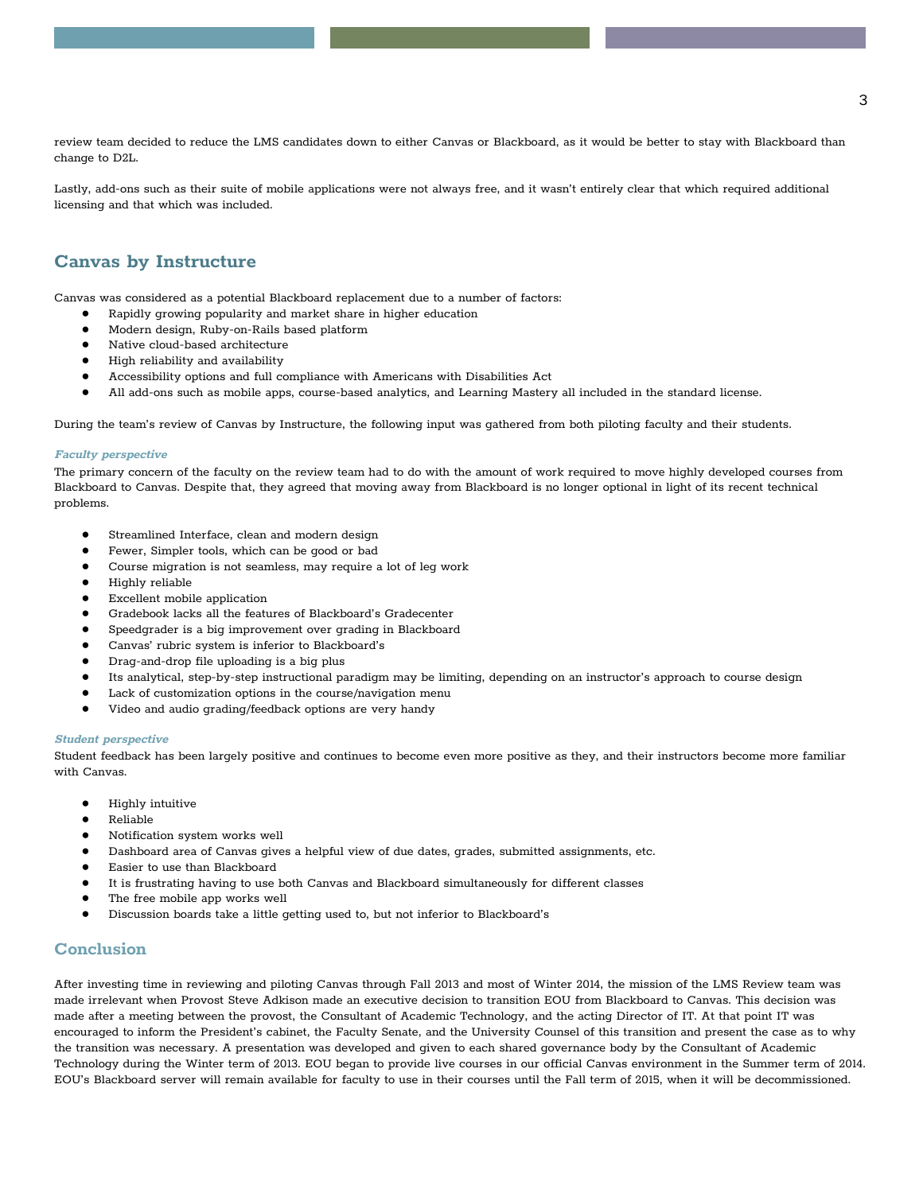review team decided to reduce the LMS candidates down to either Canvas or Blackboard, as it would be better to stay with Blackboard than change to D2L.

Lastly, add-ons such as their suite of mobile applications were not always free, and it wasn't entirely clear that which required additional licensing and that which was included.

## Canvas by Instructure

Canvas was considered as a potential Blackboard replacement due to a number of factors:

- Rapidly growing popularity and market share in higher education
- Modern design, Ruby-on-Rails based platform
- Native cloud-based architecture
- High reliability and availability
- Accessibility options and full compliance with Americans with Disabilities Act
- All add-ons such as mobile apps, course-based analytics, and Learning Mastery all included in the standard license.

During the team's review of Canvas by Instructure, the following input was gathered from both piloting faculty and their students.

### *Faculty perspective*

The primary concern of the faculty on the review team had to do with the amount of work required to move highly developed courses from Blackboard to Canvas. Despite that, they agreed that moving away from Blackboard is no longer optional in light of its recent technical problems.

- Streamlined Interface, clean and modern design
- Fewer, Simpler tools, which can be good or bad
- Course migration is not seamless, may require a lot of leg work
- Highly reliable
- Excellent mobile application
- Gradebook lacks all the features of Blackboard's Gradecenter
- Speedgrader is a big improvement over grading in Blackboard
- Canvas' rubric system is inferior to Blackboard's
- Drag-and-drop file uploading is a big plus
- Its analytical, step-by-step instructional paradigm may be limiting, depending on an instructor's approach to course design
- Lack of customization options in the course/navigation menu
- Video and audio grading/feedback options are very handy

### *Student perspective*

Student feedback has been largely positive and continues to become even more positive as they, and their instructors become more familiar with Canvas.

- Highly intuitive
- Reliable
- Notification system works well
- Dashboard area of Canvas gives a helpful view of due dates, grades, submitted assignments, etc.
- Easier to use than Blackboard
- It is frustrating having to use both Canvas and Blackboard simultaneously for different classes
- The free mobile app works well
- Discussion boards take a little getting used to, but not inferior to Blackboard's

## Conclusion

After investing time in reviewing and piloting Canvas through Fall 2013 and most of Winter 2014, the mission of the LMS Review team was made irrelevant when Provost Steve Adkison made an executive decision to transition EOU from Blackboard to Canvas. This decision was made after a meeting between the provost, the Consultant of Academic Technology, and the acting Director of IT. At that point IT was encouraged to inform the President's cabinet, the Faculty Senate, and the University Counsel of this transition and present the case as to why the transition was necessary. A presentation was developed and given to each shared governance body by the Consultant of Academic Technology during the Winter term of 2013. EOU began to provide live courses in our official Canvas environment in the Summer term of 2014. EOU's Blackboard server will remain available for faculty to use in their courses until the Fall term of 2015, when it will be decommissioned.